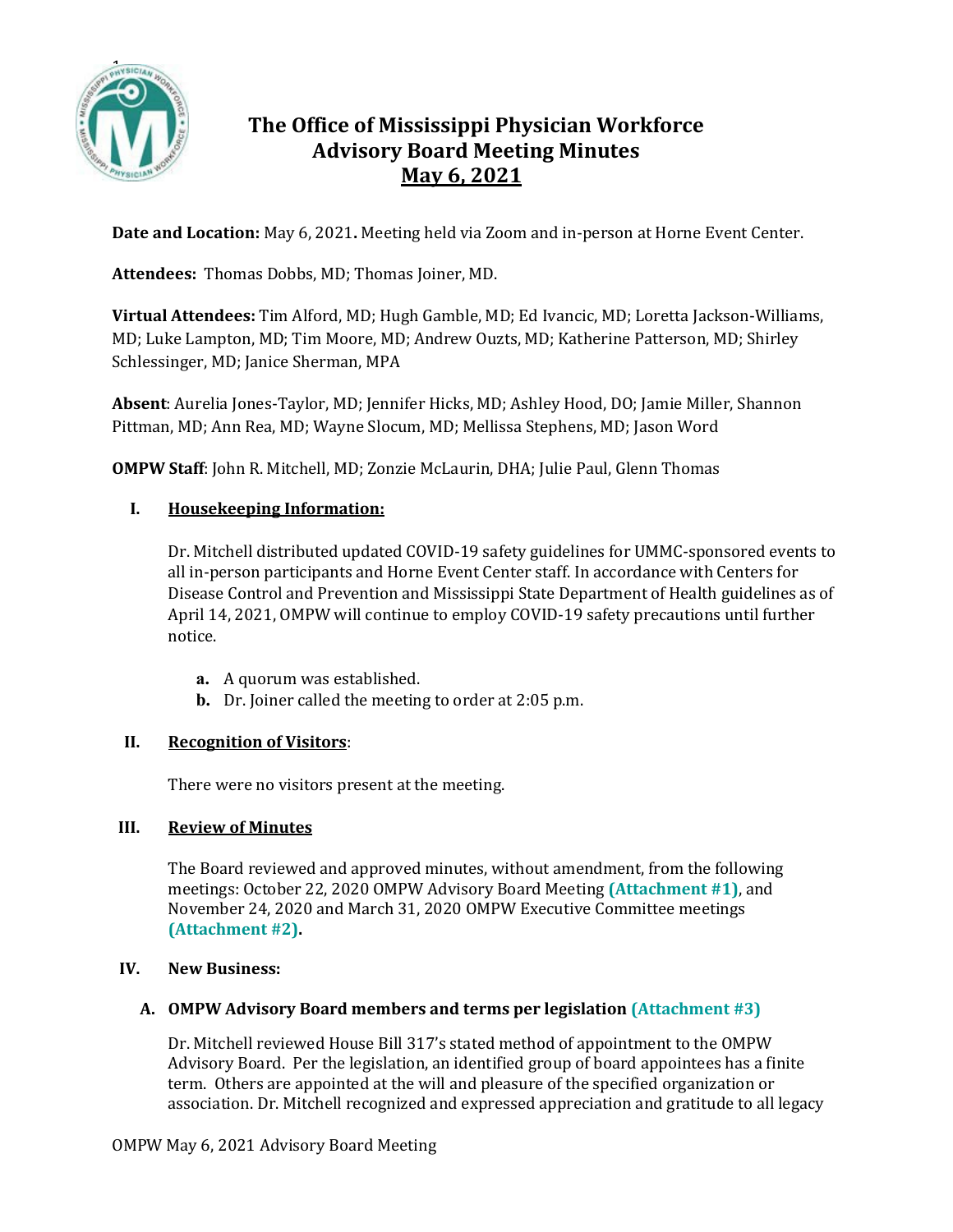# The Office of Mississippi Physician Workforce
# Advisory Board Meeting Minutes
# May 6, 2021

**Date and Location:** May 6, 2021**.** Meeting held via Zoom and in-person at Horne Event Center.

**Attendees:** Thomas Dobbs, MD; Thomas Joiner, MD.

**Virtual Attendees:** Tim Alford, MD; Hugh Gamble, MD; Ed Ivancic, MD; Loretta Jackson-Williams, MD; Luke Lampton, MD; Tim Moore, MD; Andrew Ouzts, MD; Katherine Patterson, MD; Shirley Schlessinger, MD; Janice Sherman, MPA

**Absent**: Aurelia Jones-Taylor, MD; Jennifer Hicks, MD; Ashley Hood, DO; Jamie Miller, Shannon Pittman, MD; Ann Rea, MD; Wayne Slocum, MD; Mellissa Stephens, MD; Jason Word

**OMPW Staff**: John R. Mitchell, MD; Zonzie McLaurin, DHA; Julie Paul, Glenn Thomas

## I. Housekeeping Information:

Dr. Mitchell distributed updated COVID-19 safety guidelines for UMMC-sponsored events to all in-person participants and Horne Event Center staff. In accordance with Centers for Disease Control and Prevention and Mississippi State Department of Health guidelines as of April 14, 2021, OMPW will continue to employ COVID-19 safety precautions until further notice.

- **a.** A quorum was established.
- **b.** Dr. Joiner called the meeting to order at 2:05 p.m.

## II. Recognition of Visitors:

There were no visitors present at the meeting.

## III. Review of Minutes

The Board reviewed and approved minutes, without amendment, from the following meetings: October 22, 2020 OMPW Advisory Board Meeting **(Attachment #1)**, and November 24, 2020 and March 31, 2020 OMPW Executive Committee meetings **(Attachment #2)**.

## IV. New Business:

### A. OMPW Advisory Board members and terms per legislation (Attachment #3)

Dr. Mitchell reviewed House Bill 317's stated method of appointment to the OMPW Advisory Board. Per the legislation, an identified group of board appointees has a finite term. Others are appointed at the will and pleasure of the specified organization or association. Dr. Mitchell recognized and expressed appreciation and gratitude to all legacy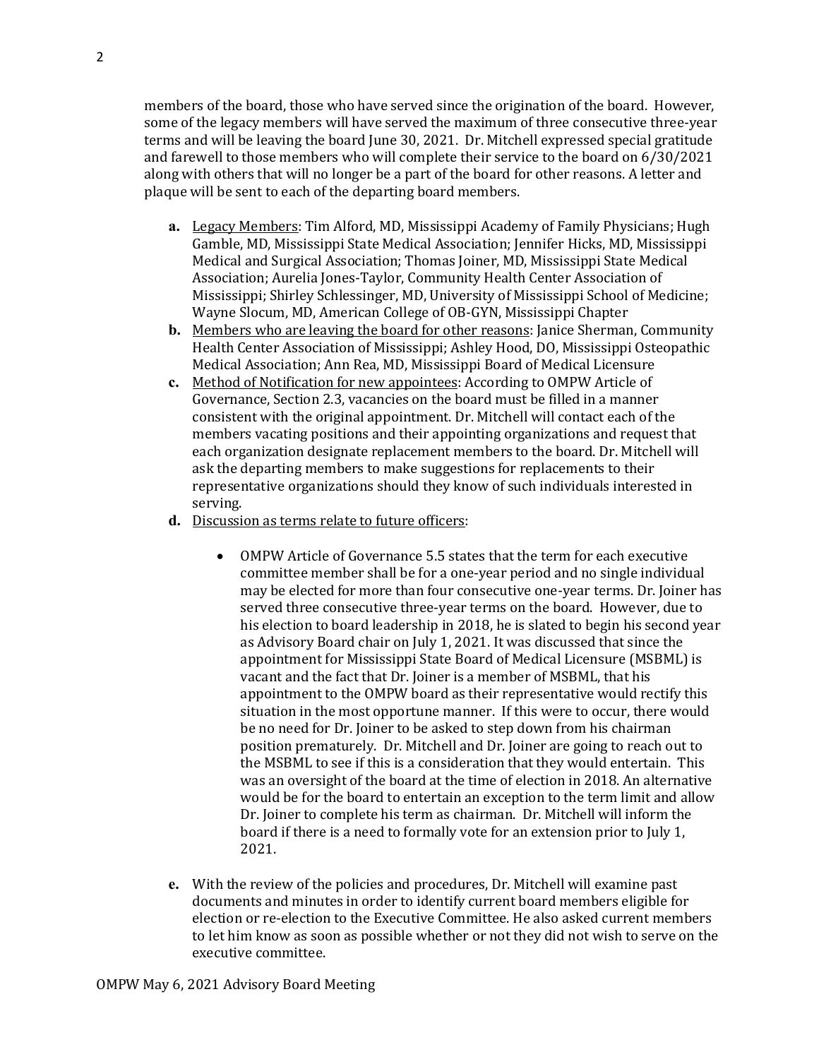members of the board, those who have served since the origination of the board. However, some of the legacy members will have served the maximum of three consecutive three-year terms and will be leaving the board June 30, 2021. Dr. Mitchell expressed special gratitude and farewell to those members who will complete their service to the board on 6/30/2021 along with others that will no longer be a part of the board for other reasons. A letter and plaque will be sent to each of the departing board members.

**a.** <u>Legacy Members</u>: Tim Alford, MD, Mississippi Academy of Family Physicians; Hugh Gamble, MD, Mississippi State Medical Association; Jennifer Hicks, MD, Mississippi Medical and Surgical Association; Thomas Joiner, MD, Mississippi State Medical Association; Aurelia Jones-Taylor, Community Health Center Association of Mississippi; Shirley Schlessinger, MD, University of Mississippi School of Medicine; Wayne Slocum, MD, American College of OB-GYN, Mississippi Chapter

**b.** <u>Members who are leaving the board for other reasons</u>: Janice Sherman, Community Health Center Association of Mississippi; Ashley Hood, DO, Mississippi Osteopathic Medical Association; Ann Rea, MD, Mississippi Board of Medical Licensure

**c.** <u>Method of Notification for new appointees</u>: According to OMPW Article of Governance, Section 2.3, vacancies on the board must be filled in a manner consistent with the original appointment. Dr. Mitchell will contact each of the members vacating positions and their appointing organizations and request that each organization designate replacement members to the board. Dr. Mitchell will ask the departing members to make suggestions for replacements to their representative organizations should they know of such individuals interested in serving.

**d.** <u>Discussion as terms relate to future officers</u>:

- OMPW Article of Governance 5.5 states that the term for each executive committee member shall be for a one-year period and no single individual may be elected for more than four consecutive one-year terms. Dr. Joiner has served three consecutive three-year terms on the board. However, due to his election to board leadership in 2018, he is slated to begin his second year as Advisory Board chair on July 1, 2021. It was discussed that since the appointment for Mississippi State Board of Medical Licensure (MSBML) is vacant and the fact that Dr. Joiner is a member of MSBML, that his appointment to the OMPW board as their representative would rectify this situation in the most opportune manner. If this were to occur, there would be no need for Dr. Joiner to be asked to step down from his chairman position prematurely. Dr. Mitchell and Dr. Joiner are going to reach out to the MSBML to see if this is a consideration that they would entertain. This was an oversight of the board at the time of election in 2018. An alternative would be for the board to entertain an exception to the term limit and allow Dr. Joiner to complete his term as chairman. Dr. Mitchell will inform the board if there is a need to formally vote for an extension prior to July 1, 2021.

**e.** With the review of the policies and procedures, Dr. Mitchell will examine past documents and minutes in order to identify current board members eligible for election or re-election to the Executive Committee. He also asked current members to let him know as soon as possible whether or not they did not wish to serve on the executive committee.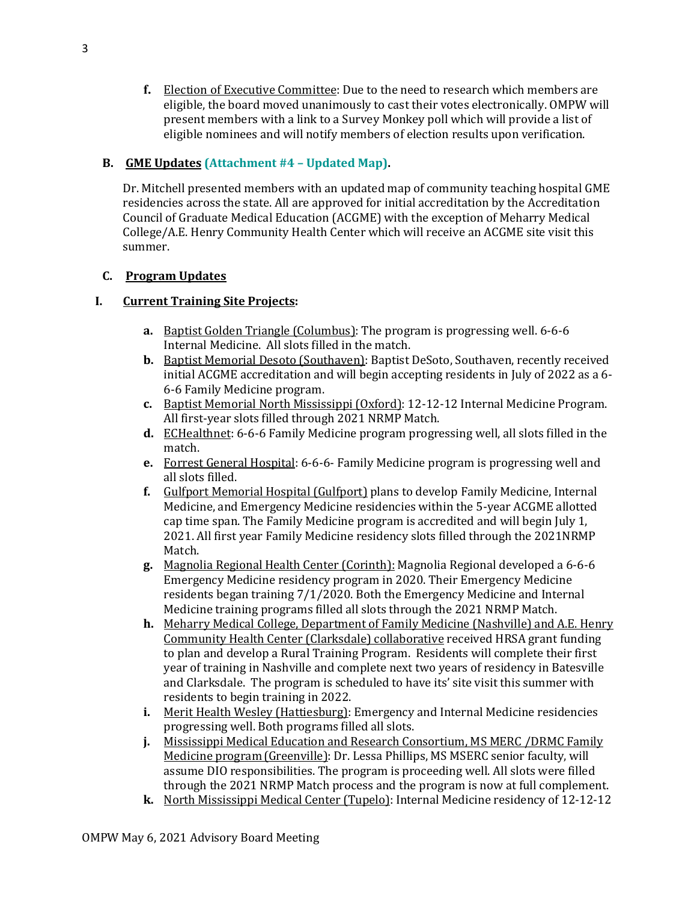**f.** Election of Executive Committee: Due to the need to research which members are eligible, the board moved unanimously to cast their votes electronically. OMPW will present members with a link to a Survey Monkey poll which will provide a list of eligible nominees and will notify members of election results upon verification.

## B. GME Updates (Attachment #4 – Updated Map).

Dr. Mitchell presented members with an updated map of community teaching hospital GME residencies across the state. All are approved for initial accreditation by the Accreditation Council of Graduate Medical Education (ACGME) with the exception of Meharry Medical College/A.E. Henry Community Health Center which will receive an ACGME site visit this summer.

## C. Program Updates

## I. Current Training Site Projects:

**a.** Baptist Golden Triangle (Columbus): The program is progressing well. 6-6-6 Internal Medicine. All slots filled in the match.

**b.** Baptist Memorial Desoto (Southaven): Baptist DeSoto, Southaven, recently received initial ACGME accreditation and will begin accepting residents in July of 2022 as a 6-6-6 Family Medicine program.

**c.** Baptist Memorial North Mississippi (Oxford): 12-12-12 Internal Medicine Program. All first-year slots filled through 2021 NRMP Match.

**d.** ECHealthnet: 6-6-6 Family Medicine program progressing well, all slots filled in the match.

**e.** Forrest General Hospital: 6-6-6- Family Medicine program is progressing well and all slots filled.

**f.** Gulfport Memorial Hospital (Gulfport) plans to develop Family Medicine, Internal Medicine, and Emergency Medicine residencies within the 5-year ACGME allotted cap time span. The Family Medicine program is accredited and will begin July 1, 2021. All first year Family Medicine residency slots filled through the 2021NRMP Match.

**g.** Magnolia Regional Health Center (Corinth): Magnolia Regional developed a 6-6-6 Emergency Medicine residency program in 2020. Their Emergency Medicine residents began training 7/1/2020. Both the Emergency Medicine and Internal Medicine training programs filled all slots through the 2021 NRMP Match.

**h.** Meharry Medical College, Department of Family Medicine (Nashville) and A.E. Henry Community Health Center (Clarksdale) collaborative received HRSA grant funding to plan and develop a Rural Training Program. Residents will complete their first year of training in Nashville and complete next two years of residency in Batesville and Clarksdale. The program is scheduled to have its' site visit this summer with residents to begin training in 2022.

**i.** Merit Health Wesley (Hattiesburg): Emergency and Internal Medicine residencies progressing well. Both programs filled all slots.

**j.** Mississippi Medical Education and Research Consortium, MS MERC /DRMC Family Medicine program (Greenville): Dr. Lessa Phillips, MS MSERC senior faculty, will assume DIO responsibilities. The program is proceeding well. All slots were filled through the 2021 NRMP Match process and the program is now at full complement.

**k.** North Mississippi Medical Center (Tupelo): Internal Medicine residency of 12-12-12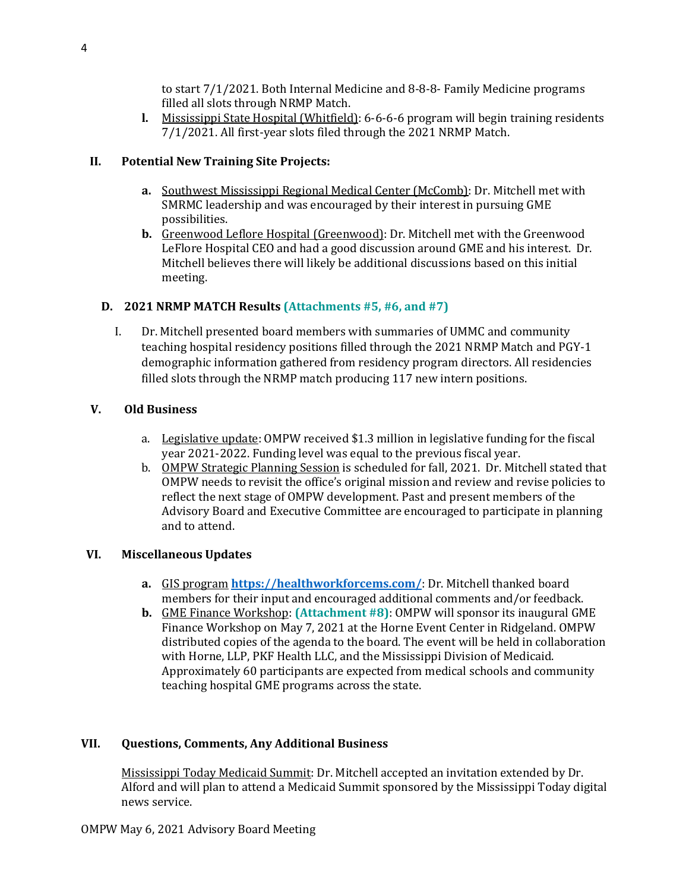to start 7/1/2021. Both Internal Medicine and 8-8-8- Family Medicine programs filled all slots through NRMP Match.

**l.** Mississippi State Hospital (Whitfield): 6-6-6-6 program will begin training residents 7/1/2021. All first-year slots filed through the 2021 NRMP Match.

**II. Potential New Training Site Projects:**

**a.** Southwest Mississippi Regional Medical Center (McComb): Dr. Mitchell met with SMRMC leadership and was encouraged by their interest in pursuing GME possibilities.

**b.** Greenwood Leflore Hospital (Greenwood): Dr. Mitchell met with the Greenwood LeFlore Hospital CEO and had a good discussion around GME and his interest. Dr. Mitchell believes there will likely be additional discussions based on this initial meeting.

### D. 2021 NRMP MATCH Results (Attachments #5, #6, and #7)

I. Dr. Mitchell presented board members with summaries of UMMC and community teaching hospital residency positions filled through the 2021 NRMP Match and PGY-1 demographic information gathered from residency program directors. All residencies filled slots through the NRMP match producing 117 new intern positions.

## V. Old Business

a. Legislative update: OMPW received $1.3 million in legislative funding for the fiscal year 2021-2022. Funding level was equal to the previous fiscal year.

b. OMPW Strategic Planning Session is scheduled for fall, 2021. Dr. Mitchell stated that OMPW needs to revisit the office's original mission and review and revise policies to reflect the next stage of OMPW development. Past and present members of the Advisory Board and Executive Committee are encouraged to participate in planning and to attend.

## VI. Miscellaneous Updates

**a.** GIS program **https://healthworkforcems.com/**: Dr. Mitchell thanked board members for their input and encouraged additional comments and/or feedback.

**b.** GME Finance Workshop: **(Attachment #8)**: OMPW will sponsor its inaugural GME Finance Workshop on May 7, 2021 at the Horne Event Center in Ridgeland. OMPW distributed copies of the agenda to the board. The event will be held in collaboration with Horne, LLP, PKF Health LLC, and the Mississippi Division of Medicaid. Approximately 60 participants are expected from medical schools and community teaching hospital GME programs across the state.

## VII. Questions, Comments, Any Additional Business

Mississippi Today Medicaid Summit: Dr. Mitchell accepted an invitation extended by Dr. Alford and will plan to attend a Medicaid Summit sponsored by the Mississippi Today digital news service.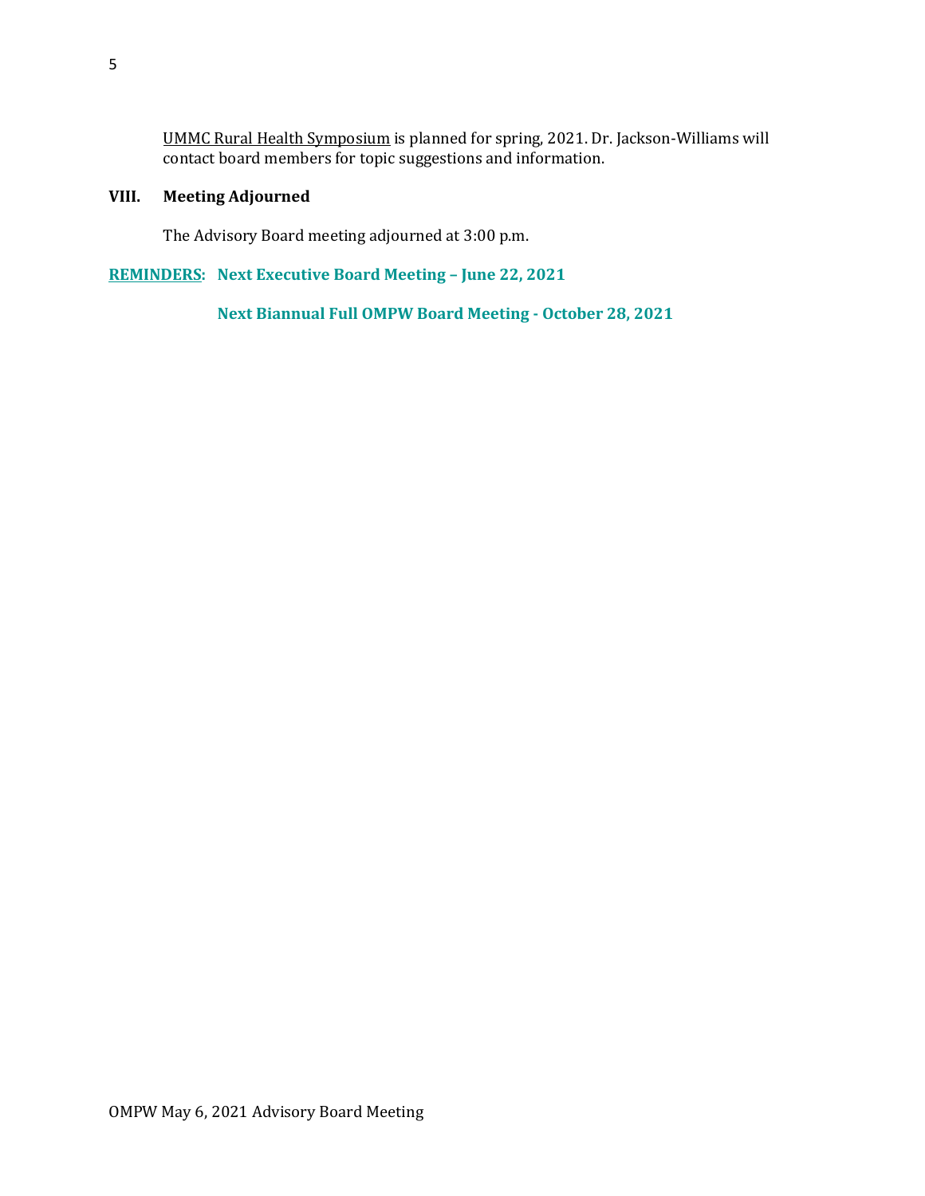UMMC Rural Health Symposium is planned for spring, 2021. Dr. Jackson-Williams will contact board members for topic suggestions and information.

## VIII. Meeting Adjourned

The Advisory Board meeting adjourned at 3:00 p.m.

**REMINDERS: Next Executive Board Meeting – June 22, 2021**

**Next Biannual Full OMPW Board Meeting - October 28, 2021**